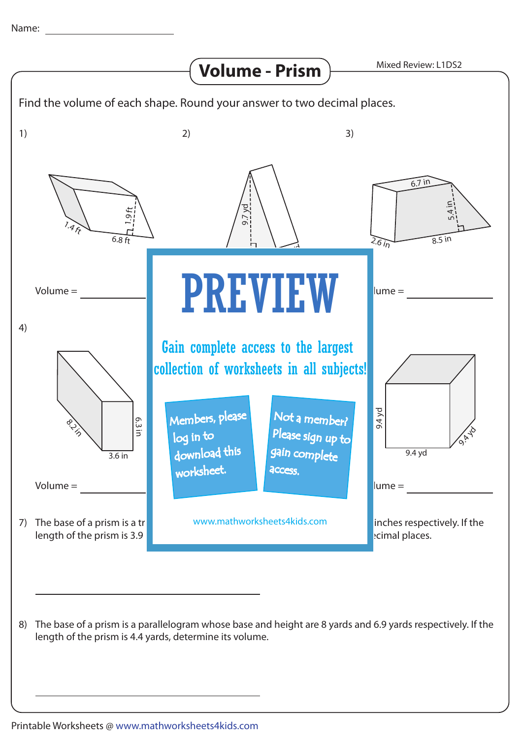Name: ____________________

# Volume - Prism

Mixed Review: L1DS2

Find the volume of each shape. Round your answer to two decimal places.

1) 1.4 ft, 6.8 ft, 1.9 ft

Volume = ____________

2) 9.7 yd

3) 6.7 in, 5.4 in, 2.6 in, 8.5 in

lume = ____________

4) 8.2 in, 3.6 in, 6.3 in

Volume = ____________

9.4 yd, 9.4 yd, 9.4 yd

lume = ____________

PREVIEW

Gain complete access to the largest collection of worksheets in all subjects!

Members, please log in to download this worksheet.

Not a member? Please sign up to gain complete access.

www.mathworksheets4kids.com

7) The base of a prism is a tr ... inches respectively. If the length of the prism is 3.9 ... ecimal places.

____________________

8) The base of a prism is a parallelogram whose base and height are 8 yards and 6.9 yards respectively. If the length of the prism is 4.4 yards, determine its volume.

____________________

Printable Worksheets @ www.mathworksheets4kids.com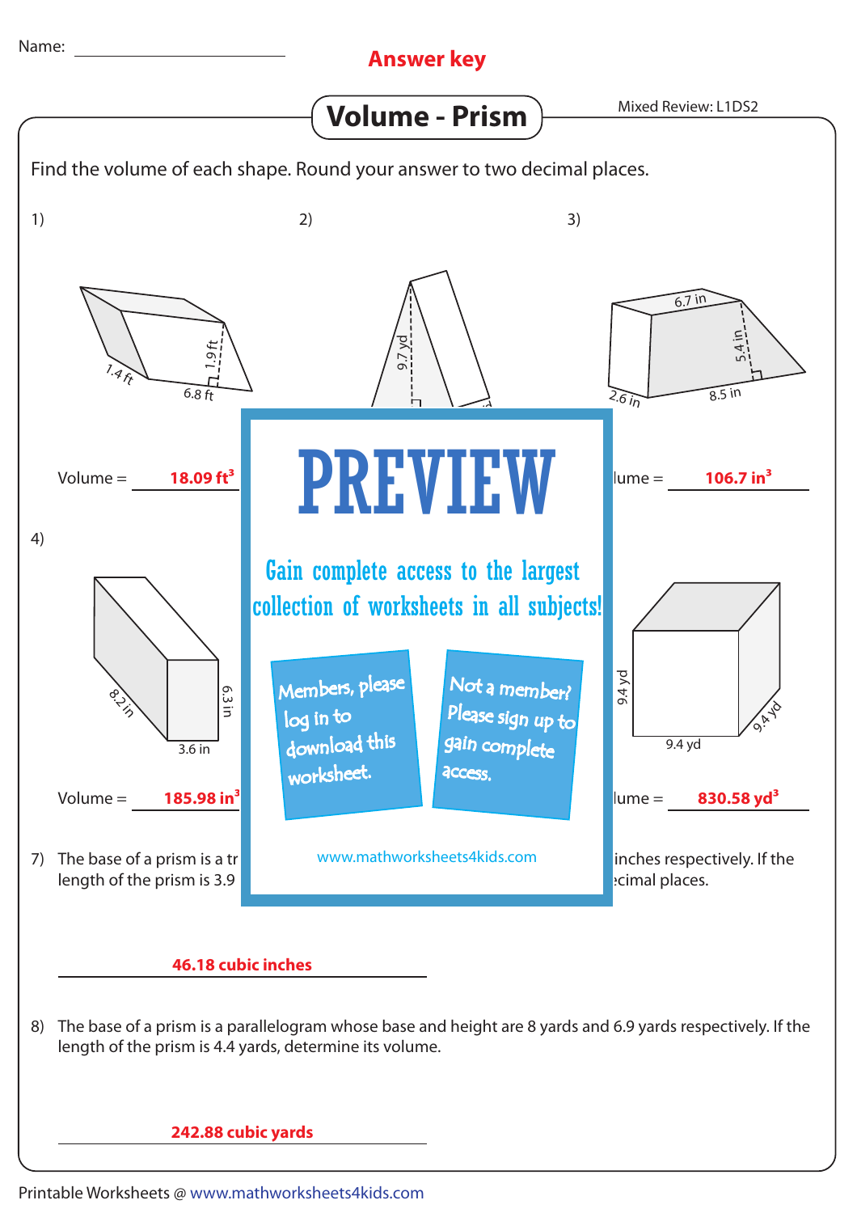Name: ____________________

**Answer key**

# Volume - Prism

Mixed Review: L1DS2

Find the volume of each shape. Round your answer to two decimal places.

1)

1.4 ft
6.8 ft
1.9 ft

Volume = **18.09 ft$^3$**

2)

9.7 yd

3)

6.7 in
5.4 in
2.6 in
8.5 in

lume = **106.7 in$^3$**

4)

8.2 in
3.6 in
6.3 in

Volume = **185.98 in$^3$**

9.4 yd
9.4 yd
9.4 yd

lume = **830.58 yd$^3$**

# PREVIEW

Gain complete access to the largest collection of worksheets in all subjects!

Members, please log in to download this worksheet.

Not a member? Please sign up to gain complete access.

www.mathworksheets4kids.com

7) The base of a prism is a tr ... inches respectively. If the length of the prism is 3.9 ... cimal places.

**46.18 cubic inches**

8) The base of a prism is a parallelogram whose base and height are 8 yards and 6.9 yards respectively. If the length of the prism is 4.4 yards, determine its volume.

**242.88 cubic yards**